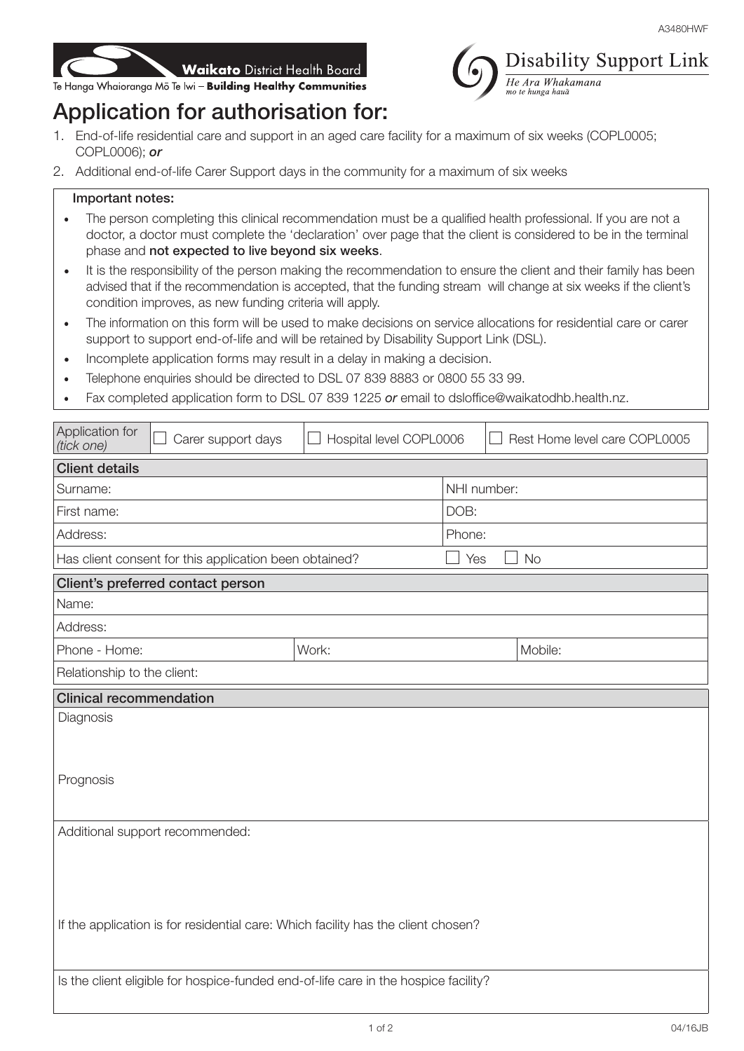A3480HWF

Waikato District Health Board

Te Hanga Whaioranga Mō Te Iwi – **Building Healthy Communities**

Disability Support Link

*He Ara Whakamana mo te hunga hauā*

# Application for authorisation for:

1. End-of-life residential care and support in an aged care facility for a maximum of six weeks (COPL0005; COPL0006); ***or***
2. Additional end-of-life Carer Support days in the community for a maximum of six weeks

**Important notes:**

- The person completing this clinical recommendation must be a qualified health professional. If you are not a doctor, a doctor must complete the 'declaration' over page that the client is considered to be in the terminal phase and **not expected to live beyond six weeks**.
- It is the responsibility of the person making the recommendation to ensure the client and their family has been advised that if the recommendation is accepted, that the funding stream will change at six weeks if the client's condition improves, as new funding criteria will apply.
- The information on this form will be used to make decisions on service allocations for residential care or carer support to support end-of-life and will be retained by Disability Support Link (DSL).
- Incomplete application forms may result in a delay in making a decision.
- Telephone enquiries should be directed to DSL 07 839 8883 or 0800 55 33 99.
- Fax completed application form to DSL 07 839 1225 ***or*** email to dsloffice@waikatodhb.health.nz.

| Application for *(tick one)* | ☐ Carer support days | ☐ Hospital level COPL0006 | ☐ Rest Home level care COPL0005 |
|---|---|---|---|

**Client details**

| | |
|---|---|
| Surname: | NHI number: |
| First name: | DOB: |
| Address: | Phone: |
| Has client consent for this application been obtained? | ☐ Yes ☐ No |

**Client's preferred contact person**

| | | |
|---|---|---|
| Name: | | |
| Address: | | |
| Phone - Home: | Work: | Mobile: |
| Relationship to the client: | | |

**Clinical recommendation**

Diagnosis

Prognosis

Additional support recommended:

If the application is for residential care: Which facility has the client chosen?

Is the client eligible for hospice-funded end-of-life care in the hospice facility?

04/16JB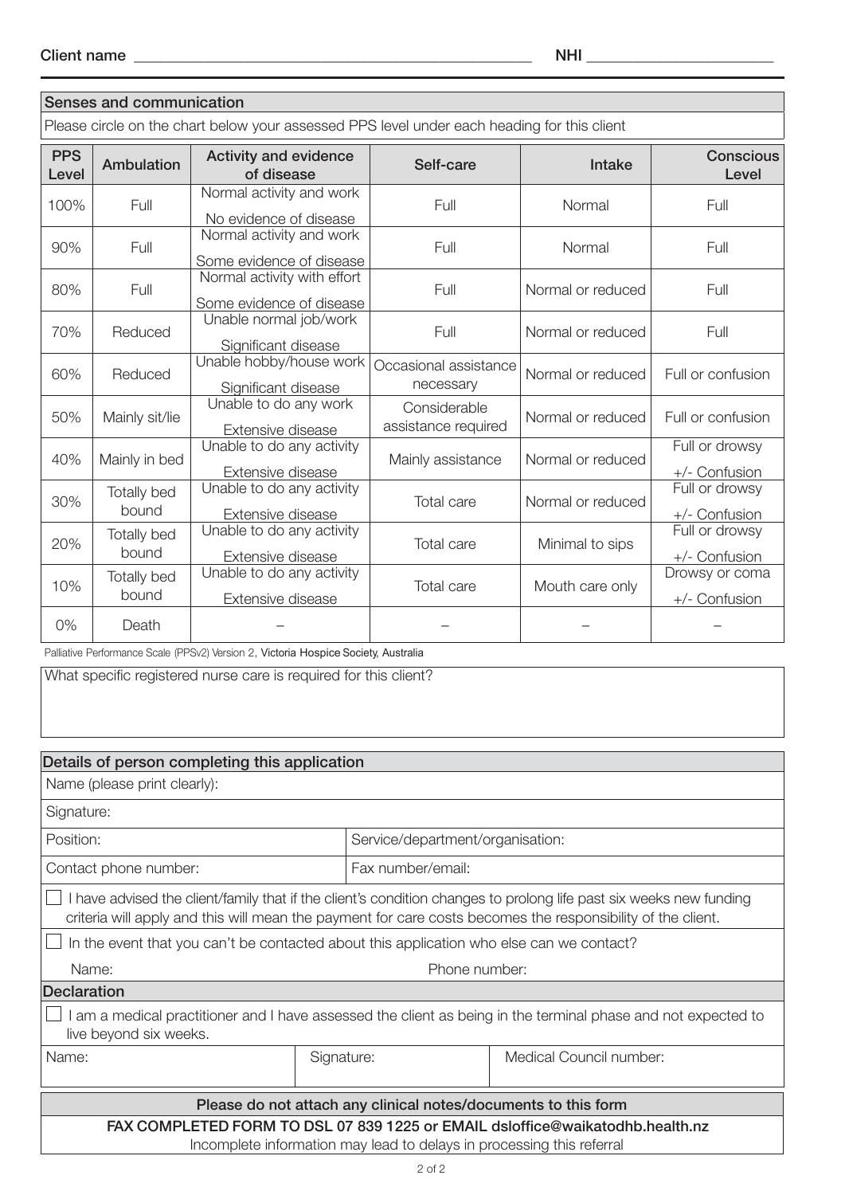Client name ______________________________________________ NHI ______________________

## Senses and communication

Please circle on the chart below your assessed PPS level under each heading for this client

| PPS Level | Ambulation | Activity and evidence of disease | Self-care | Intake | Conscious Level |
|---|---|---|---|---|---|
| 100% | Full | Normal activity and work<br>No evidence of disease | Full | Normal | Full |
| 90% | Full | Normal activity and work<br>Some evidence of disease | Full | Normal | Full |
| 80% | Full | Normal activity with effort<br>Some evidence of disease | Full | Normal or reduced | Full |
| 70% | Reduced | Unable normal job/work<br>Significant disease | Full | Normal or reduced | Full |
| 60% | Reduced | Unable hobby/house work<br>Significant disease | Occasional assistance necessary | Normal or reduced | Full or confusion |
| 50% | Mainly sit/lie | Unable to do any work<br>Extensive disease | Considerable assistance required | Normal or reduced | Full or confusion |
| 40% | Mainly in bed | Unable to do any activity<br>Extensive disease | Mainly assistance | Normal or reduced | Full or drowsy<br>+/- Confusion |
| 30% | Totally bed bound | Unable to do any activity<br>Extensive disease | Total care | Normal or reduced | Full or drowsy<br>+/- Confusion |
| 20% | Totally bed bound | Unable to do any activity<br>Extensive disease | Total care | Minimal to sips | Full or drowsy<br>+/- Confusion |
| 10% | Totally bed bound | Unable to do any activity<br>Extensive disease | Total care | Mouth care only | Drowsy or coma<br>+/- Confusion |
| 0% | Death | – | – | – | – |

Palliative Performance Scale (PPSv2) Version 2, Victoria Hospice Society, Australia

What specific registered nurse care is required for this client?

## Details of person completing this application

Name (please print clearly):

Signature:

| Position: | Service/department/organisation: |
|---|---|
| Contact phone number: | Fax number/email: |

☐ I have advised the client/family that if the client's condition changes to prolong life past six weeks new funding criteria will apply and this will mean the payment for care costs becomes the responsibility of the client.

☐ In the event that you can't be contacted about this application who else can we contact?

Name: Phone number:

## Declaration

☐ I am a medical practitioner and I have assessed the client as being in the terminal phase and not expected to live beyond six weeks.

| Name: | Signature: | Medical Council number: |
|---|---|---|

**Please do not attach any clinical notes/documents to this form**

**FAX COMPLETED FORM TO DSL 07 839 1225 or EMAIL dsloffice@waikatodhb.health.nz**

Incomplete information may lead to delays in processing this referral